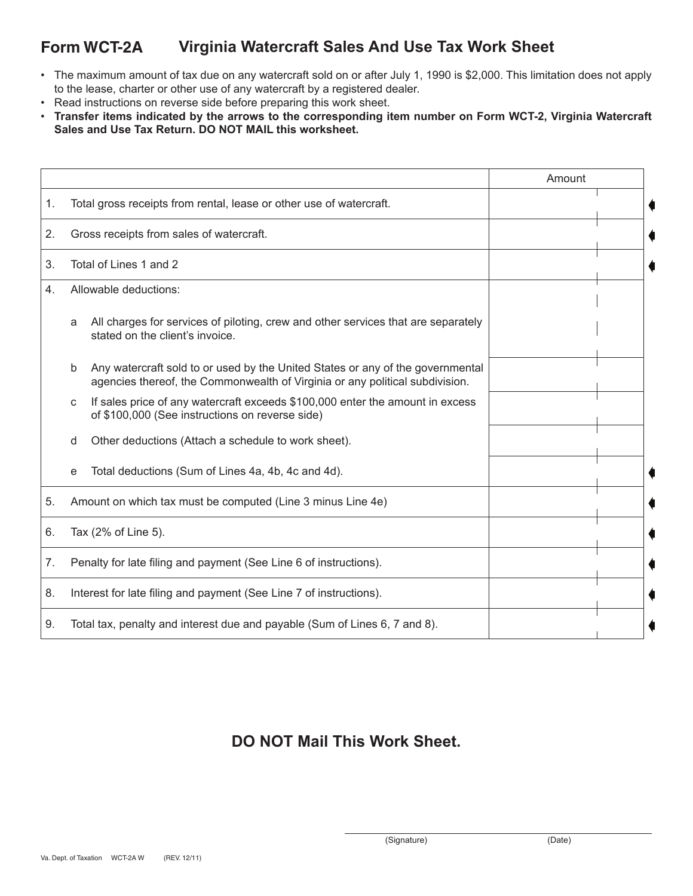# Form WCT-2A Virginia Watercraft Sales And Use Tax Work Sheet

- The maximum amount of tax due on any watercraft sold on or after July 1, 1990 is $2,000. This limitation does not apply to the lease, charter or other use of any watercraft by a registered dealer.
- Read instructions on reverse side before preparing this work sheet.
- **Transfer items indicated by the arrows to the corresponding item number on Form WCT-2, Virginia Watercraft Sales and Use Tax Return. DO NOT MAIL this worksheet.**

| | | Amount |
|---|---|---|
| 1. | Total gross receipts from rental, lease or other use of watercraft. | |
| 2. | Gross receipts from sales of watercraft. | |
| 3. | Total of Lines 1 and 2 | |
| 4. | Allowable deductions: | |
| | a All charges for services of piloting, crew and other services that are separately stated on the client's invoice. | |
| | b Any watercraft sold to or used by the United States or any of the governmental agencies thereof, the Commonwealth of Virginia or any political subdivision. | |
| | c If sales price of any watercraft exceeds $100,000 enter the amount in excess of $100,000 (See instructions on reverse side) | |
| | d Other deductions (Attach a schedule to work sheet). | |
| | e Total deductions (Sum of Lines 4a, 4b, 4c and 4d). | |
| 5. | Amount on which tax must be computed (Line 3 minus Line 4e) | |
| 6. | Tax (2% of Line 5). | |
| 7. | Penalty for late filing and payment (See Line 6 of instructions). | |
| 8. | Interest for late filing and payment (See Line 7 of instructions). | |
| 9. | Total tax, penalty and interest due and payable (Sum of Lines 6, 7 and 8). | |

## DO NOT Mail This Work Sheet.

(Signature) (Date)

Va. Dept. of Taxation WCT-2A W (REV. 12/11)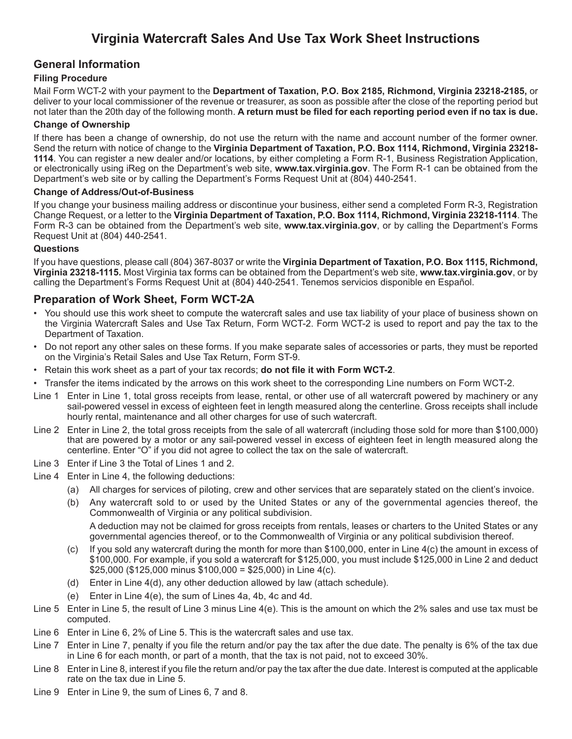# Virginia Watercraft Sales And Use Tax Work Sheet Instructions

## General Information

### Filing Procedure

Mail Form WCT-2 with your payment to the **Department of Taxation, P.O. Box 2185, Richmond, Virginia 23218-2185,** or deliver to your local commissioner of the revenue or treasurer, as soon as possible after the close of the reporting period but not later than the 20th day of the following month. **A return must be filed for each reporting period even if no tax is due.**

### Change of Ownership

If there has been a change of ownership, do not use the return with the name and account number of the former owner. Send the return with notice of change to the **Virginia Department of Taxation, P.O. Box 1114, Richmond, Virginia 23218-1114**. You can register a new dealer and/or locations, by either completing a Form R-1, Business Registration Application, or electronically using iReg on the Department's web site, **www.tax.virginia.gov**. The Form R-1 can be obtained from the Department's web site or by calling the Department's Forms Request Unit at (804) 440-2541.

### Change of Address/Out-of-Business

If you change your business mailing address or discontinue your business, either send a completed Form R-3, Registration Change Request, or a letter to the **Virginia Department of Taxation, P.O. Box 1114, Richmond, Virginia 23218-1114**. The Form R-3 can be obtained from the Department's web site, **www.tax.virginia.gov**, or by calling the Department's Forms Request Unit at (804) 440-2541.

### Questions

If you have questions, please call (804) 367-8037 or write the **Virginia Department of Taxation, P.O. Box 1115, Richmond, Virginia 23218-1115.** Most Virginia tax forms can be obtained from the Department's web site, **www.tax.virginia.gov**, or by calling the Department's Forms Request Unit at (804) 440-2541. Tenemos servicios disponible en Español.

## Preparation of Work Sheet, Form WCT-2A

- You should use this work sheet to compute the watercraft sales and use tax liability of your place of business shown on the Virginia Watercraft Sales and Use Tax Return, Form WCT-2. Form WCT-2 is used to report and pay the tax to the Department of Taxation.
- Do not report any other sales on these forms. If you make separate sales of accessories or parts, they must be reported on the Virginia's Retail Sales and Use Tax Return, Form ST-9.
- Retain this work sheet as a part of your tax records; **do not file it with Form WCT-2**.
- Transfer the items indicated by the arrows on this work sheet to the corresponding Line numbers on Form WCT-2.

Line 1 Enter in Line 1, total gross receipts from lease, rental, or other use of all watercraft powered by machinery or any sail-powered vessel in excess of eighteen feet in length measured along the centerline. Gross receipts shall include hourly rental, maintenance and all other charges for use of such watercraft.

Line 2 Enter in Line 2, the total gross receipts from the sale of all watercraft (including those sold for more than $100,000) that are powered by a motor or any sail-powered vessel in excess of eighteen feet in length measured along the centerline. Enter "O" if you did not agree to collect the tax on the sale of watercraft.

Line 3 Enter if Line 3 the Total of Lines 1 and 2.

Line 4 Enter in Line 4, the following deductions:

- (a) All charges for services of piloting, crew and other services that are separately stated on the client's invoice.
- (b) Any watercraft sold to or used by the United States or any of the governmental agencies thereof, the Commonwealth of Virginia or any political subdivision.

  A deduction may not be claimed for gross receipts from rentals, leases or charters to the United States or any governmental agencies thereof, or to the Commonwealth of Virginia or any political subdivision thereof.
- (c) If you sold any watercraft during the month for more than $100,000, enter in Line 4(c) the amount in excess of $100,000. For example, if you sold a watercraft for $125,000, you must include $125,000 in Line 2 and deduct $25,000 ($125,000 minus $100,000 = $25,000) in Line 4(c).
- (d) Enter in Line 4(d), any other deduction allowed by law (attach schedule).
- (e) Enter in Line 4(e), the sum of Lines 4a, 4b, 4c and 4d.

Line 5 Enter in Line 5, the result of Line 3 minus Line 4(e). This is the amount on which the 2% sales and use tax must be computed.

Line 6 Enter in Line 6, 2% of Line 5. This is the watercraft sales and use tax.

Line 7 Enter in Line 7, penalty if you file the return and/or pay the tax after the due date. The penalty is 6% of the tax due in Line 6 for each month, or part of a month, that the tax is not paid, not to exceed 30%.

Line 8 Enter in Line 8, interest if you file the return and/or pay the tax after the due date. Interest is computed at the applicable rate on the tax due in Line 5.

Line 9 Enter in Line 9, the sum of Lines 6, 7 and 8.